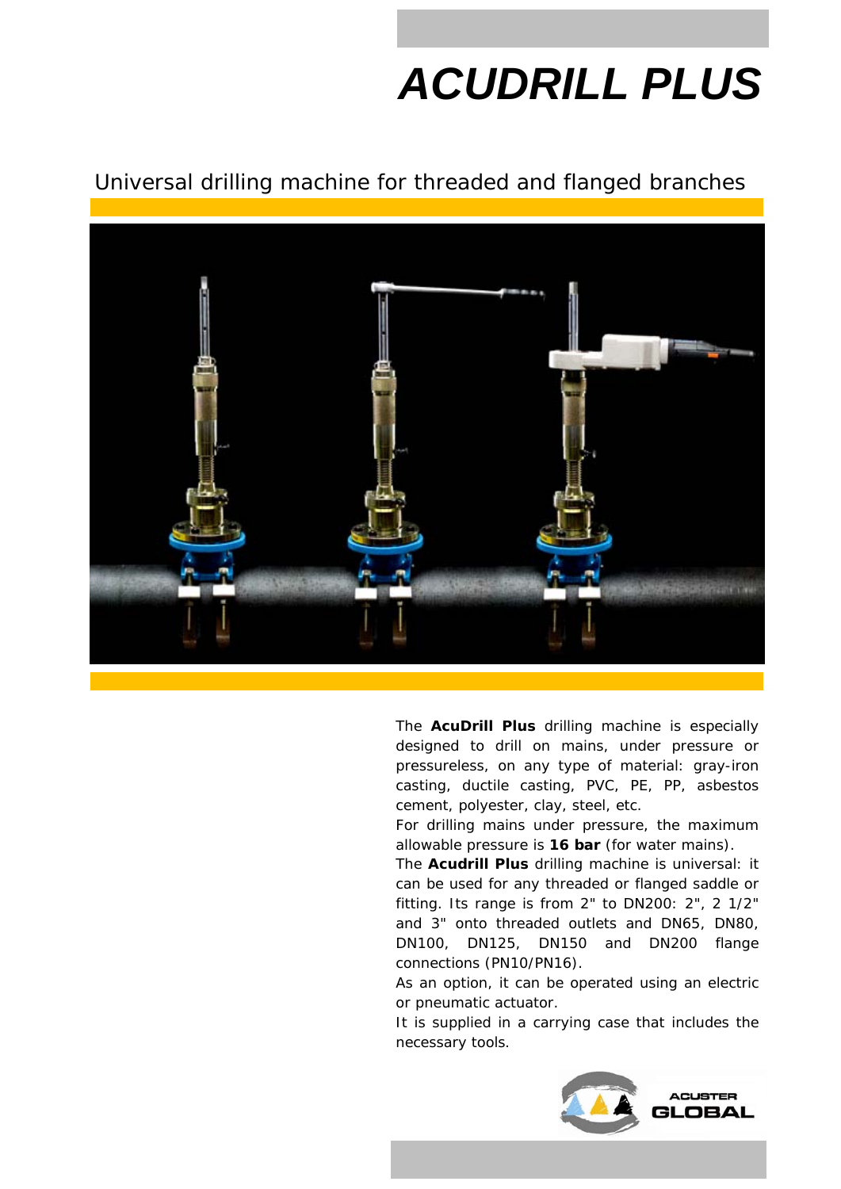# ACUDRILL PLUS

## Universal drilling machine for threaded and flanged branches

The **AcuDrill Plus** drilling machine is especially designed to drill on mains, under pressure or pressureless, on any type of material: gray-iron casting, ductile casting, PVC, PE, PP, asbestos cement, polyester, clay, steel, etc.

For drilling mains under pressure, the maximum allowable pressure is **16 bar** (for water mains).

The **Acudrill Plus** drilling machine is universal: it can be used for any threaded or flanged saddle or fitting. Its range is from 2" to DN200: 2", 2 1/2" and 3" onto threaded outlets and DN65, DN80, DN100, DN125, DN150 and DN200 flange connections (PN10/PN16).

As an option, it can be operated using an electric or pneumatic actuator.

It is supplied in a carrying case that includes the necessary tools.

ACUSTER GLOBAL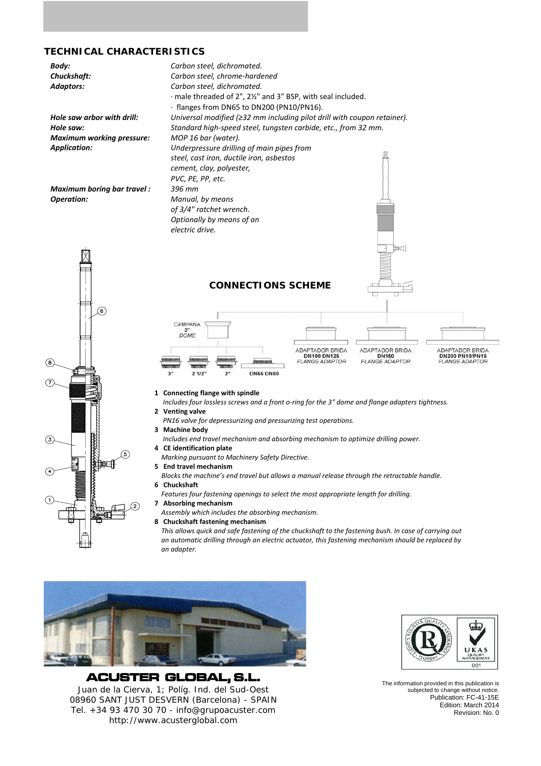## TECHNICAL CHARACTERISTICS

***Body:*** *Carbon steel, dichromated.*

***Chuckshaft:*** *Carbon steel, chrome-hardened*

***Adaptors:*** *Carbon steel, dichromated.*

- *male threaded of 2", 2½" and 3" BSP, with seal included.*
- *flanges from DN65 to DN200 (PN10/PN16).*

***Hole saw arbor with drill:*** *Universal modified (≥32 mm including pilot drill with coupon retainer).*

***Hole saw:*** *Standard high-speed steel, tungsten carbide, etc., from 32 mm.*

***Maximum working pressure:*** *MOP 16 bar (water).*

***Application:*** *Underpressure drilling of main pipes from steel, cast iron, ductile iron, asbestos cement, clay, polyester, PVC, PE, PP, etc.*

***Maximum boring bar travel :*** *396 mm*

***Operation:*** *Manual, by means of 3/4" ratchet wrench. Optionally by means of an electric drive.*

## CONNECTIONS SCHEME

CAMPANA 3" DOME

3" 2 1/2" 2" DN65 DN80

ADAPTADOR BRIDA DN100 DN125 FLANGE ADAPTOR

ADAPTADOR BRIDA DN150 FLANGE ADAPTOR

ADAPTADOR BRIDA DN200 PN10/PN16 FLANGE ADAPTOR

1. **Connecting flange with spindle**
   *Includes four lossless screws and a front o-ring for the 3" dome and flange adapters tightness.*
2. **Venting valve**
   *PN16 valve for depressurizing and pressurizing test operations.*
3. **Machine body**
   *Includes end travel mechanism and absorbing mechanism to optimize drilling power.*
4. **CE identification plate**
   *Marking pursuant to Machinery Safety Directive.*
5. **End travel mechanism**
   *Blocks the machine's end travel but allows a manual release through the retractable handle.*
6. **Chuckshaft**
   *Features four fastening openings to select the most appropriate length for drilling.*
7. **Absorbing mechanism**
   *Assembly which includes the absorbing mechanism.*
8. **Chuckshaft fastening mechanism**
   *This allows quick and safe fastening of the chuckshaft to the fastening bush. In case of carrying out an automatic drilling through an electric actuator, this fastening mechanism should be replaced by an adapter.*

**ACUSTER GLOBAL, S.L.**

Juan de la Cierva, 1; Políg. Ind. del Sud-Oest
08960 SANT JUST DESVERN (Barcelona) - SPAIN
Tel. +34 93 470 30 70 - info@grupoacuster.com
http://www.acusterglobal.com

The information provided in this publication is subjected to change without notice.
Publication: FC-41-15E
Edition: March 2014
Revision: No. 0